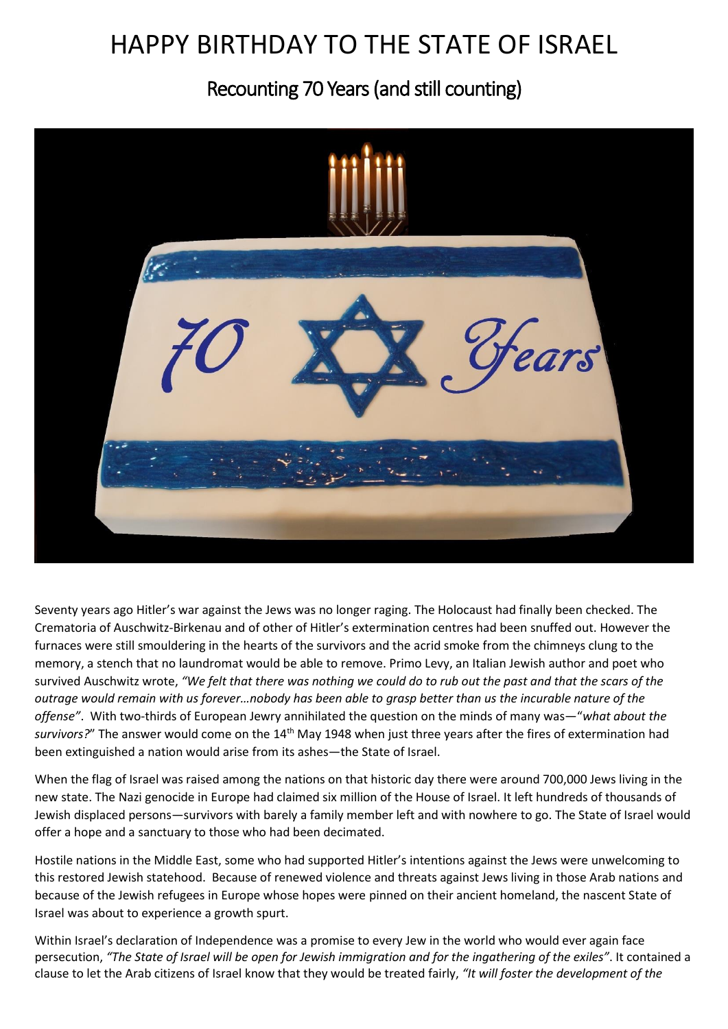# HAPPY BIRTHDAY TO THE STATE OF ISRAEL

## Recounting 70 Years (and still counting)

Seventy years ago Hitler's war against the Jews was no longer raging. The Holocaust had finally been checked. The Crematoria of Auschwitz-Birkenau and of other of Hitler's extermination centres had been snuffed out. However the furnaces were still smouldering in the hearts of the survivors and the acrid smoke from the chimneys clung to the memory, a stench that no laundromat would be able to remove. Primo Levy, an Italian Jewish author and poet who survived Auschwitz wrote, *"We felt that there was nothing we could do to rub out the past and that the scars of the outrage would remain with us forever…nobody has been able to grasp better than us the incurable nature of the offense"*. With two-thirds of European Jewry annihilated the question on the minds of many was—"*what about the survivors?*" The answer would come on the 14th May 1948 when just three years after the fires of extermination had been extinguished a nation would arise from its ashes—the State of Israel.

When the flag of Israel was raised among the nations on that historic day there were around 700,000 Jews living in the new state. The Nazi genocide in Europe had claimed six million of the House of Israel. It left hundreds of thousands of Jewish displaced persons—survivors with barely a family member left and with nowhere to go. The State of Israel would offer a hope and a sanctuary to those who had been decimated.

Hostile nations in the Middle East, some who had supported Hitler's intentions against the Jews were unwelcoming to this restored Jewish statehood. Because of renewed violence and threats against Jews living in those Arab nations and because of the Jewish refugees in Europe whose hopes were pinned on their ancient homeland, the nascent State of Israel was about to experience a growth spurt.

Within Israel's declaration of Independence was a promise to every Jew in the world who would ever again face persecution, *"The State of Israel will be open for Jewish immigration and for the ingathering of the exiles"*. It contained a clause to let the Arab citizens of Israel know that they would be treated fairly, *"It will foster the development of the*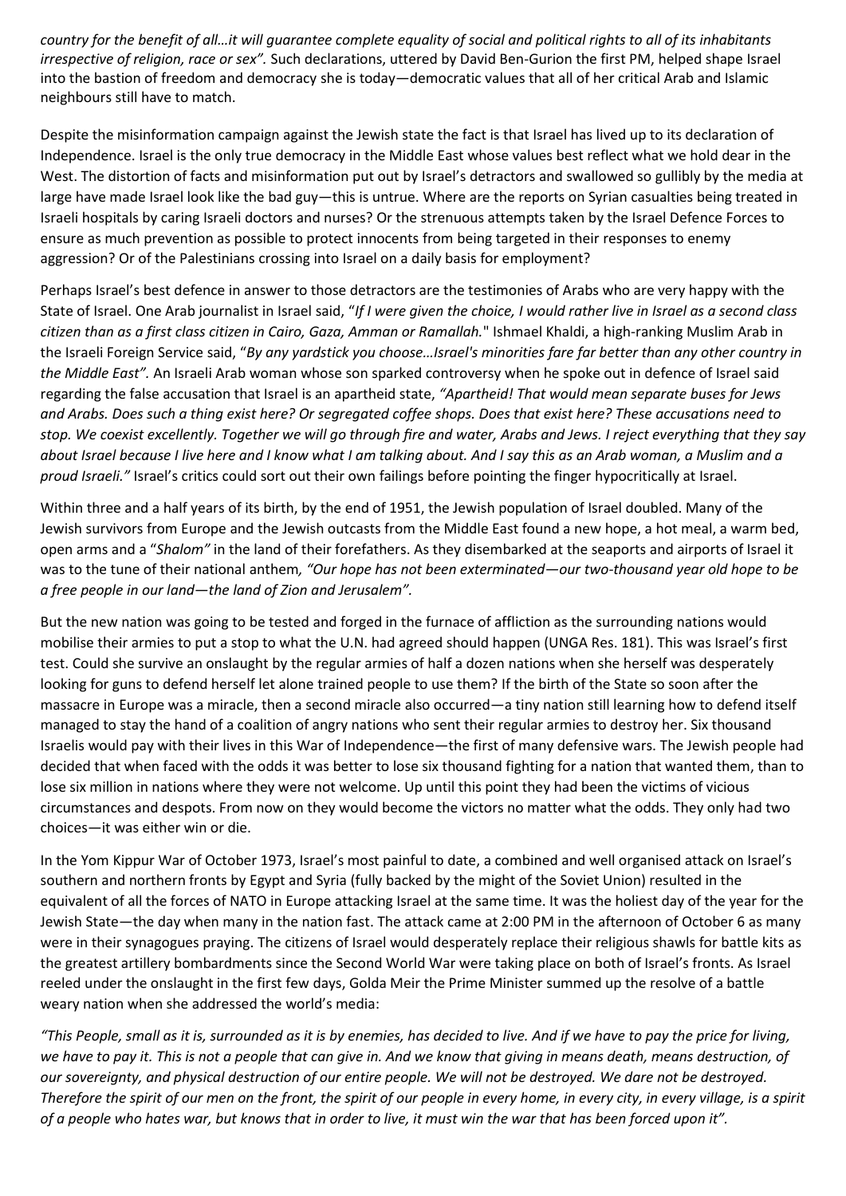*country for the benefit of all…it will guarantee complete equality of social and political rights to all of its inhabitants irrespective of religion, race or sex".* Such declarations, uttered by David Ben-Gurion the first PM, helped shape Israel into the bastion of freedom and democracy she is today—democratic values that all of her critical Arab and Islamic neighbours still have to match.

Despite the misinformation campaign against the Jewish state the fact is that Israel has lived up to its declaration of Independence. Israel is the only true democracy in the Middle East whose values best reflect what we hold dear in the West. The distortion of facts and misinformation put out by Israel's detractors and swallowed so gullibly by the media at large have made Israel look like the bad guy—this is untrue. Where are the reports on Syrian casualties being treated in Israeli hospitals by caring Israeli doctors and nurses? Or the strenuous attempts taken by the Israel Defence Forces to ensure as much prevention as possible to protect innocents from being targeted in their responses to enemy aggression? Or of the Palestinians crossing into Israel on a daily basis for employment?

Perhaps Israel's best defence in answer to those detractors are the testimonies of Arabs who are very happy with the State of Israel. One Arab journalist in Israel said, "*If I were given the choice, I would rather live in Israel as a second class citizen than as a first class citizen in Cairo, Gaza, Amman or Ramallah.*" Ishmael Khaldi, a high-ranking Muslim Arab in the Israeli Foreign Service said, "*By any yardstick you choose…Israel's minorities fare far better than any other country in the Middle East".* An Israeli Arab woman whose son sparked controversy when he spoke out in defence of Israel said regarding the false accusation that Israel is an apartheid state, *"Apartheid! That would mean separate buses for Jews and Arabs. Does such a thing exist here? Or segregated coffee shops. Does that exist here? These accusations need to stop. We coexist excellently. Together we will go through fire and water, Arabs and Jews. I reject everything that they say about Israel because I live here and I know what I am talking about. And I say this as an Arab woman, a Muslim and a proud Israeli."* Israel's critics could sort out their own failings before pointing the finger hypocritically at Israel.

Within three and a half years of its birth, by the end of 1951, the Jewish population of Israel doubled. Many of the Jewish survivors from Europe and the Jewish outcasts from the Middle East found a new hope, a hot meal, a warm bed, open arms and a "*Shalom"* in the land of their forefathers. As they disembarked at the seaports and airports of Israel it was to the tune of their national anthem*, "Our hope has not been exterminated—our two-thousand year old hope to be a free people in our land—the land of Zion and Jerusalem".*

But the new nation was going to be tested and forged in the furnace of affliction as the surrounding nations would mobilise their armies to put a stop to what the U.N. had agreed should happen (UNGA Res. 181). This was Israel's first test. Could she survive an onslaught by the regular armies of half a dozen nations when she herself was desperately looking for guns to defend herself let alone trained people to use them? If the birth of the State so soon after the massacre in Europe was a miracle, then a second miracle also occurred—a tiny nation still learning how to defend itself managed to stay the hand of a coalition of angry nations who sent their regular armies to destroy her. Six thousand Israelis would pay with their lives in this War of Independence—the first of many defensive wars. The Jewish people had decided that when faced with the odds it was better to lose six thousand fighting for a nation that wanted them, than to lose six million in nations where they were not welcome. Up until this point they had been the victims of vicious circumstances and despots. From now on they would become the victors no matter what the odds. They only had two choices—it was either win or die.

In the Yom Kippur War of October 1973, Israel's most painful to date, a combined and well organised attack on Israel's southern and northern fronts by Egypt and Syria (fully backed by the might of the Soviet Union) resulted in the equivalent of all the forces of NATO in Europe attacking Israel at the same time. It was the holiest day of the year for the Jewish State—the day when many in the nation fast. The attack came at 2:00 PM in the afternoon of October 6 as many were in their synagogues praying. The citizens of Israel would desperately replace their religious shawls for battle kits as the greatest artillery bombardments since the Second World War were taking place on both of Israel's fronts. As Israel reeled under the onslaught in the first few days, Golda Meir the Prime Minister summed up the resolve of a battle weary nation when she addressed the world's media:

*"This People, small as it is, surrounded as it is by enemies, has decided to live. And if we have to pay the price for living, we have to pay it. This is not a people that can give in. And we know that giving in means death, means destruction, of our sovereignty, and physical destruction of our entire people. We will not be destroyed. We dare not be destroyed. Therefore the spirit of our men on the front, the spirit of our people in every home, in every city, in every village, is a spirit of a people who hates war, but knows that in order to live, it must win the war that has been forced upon it".*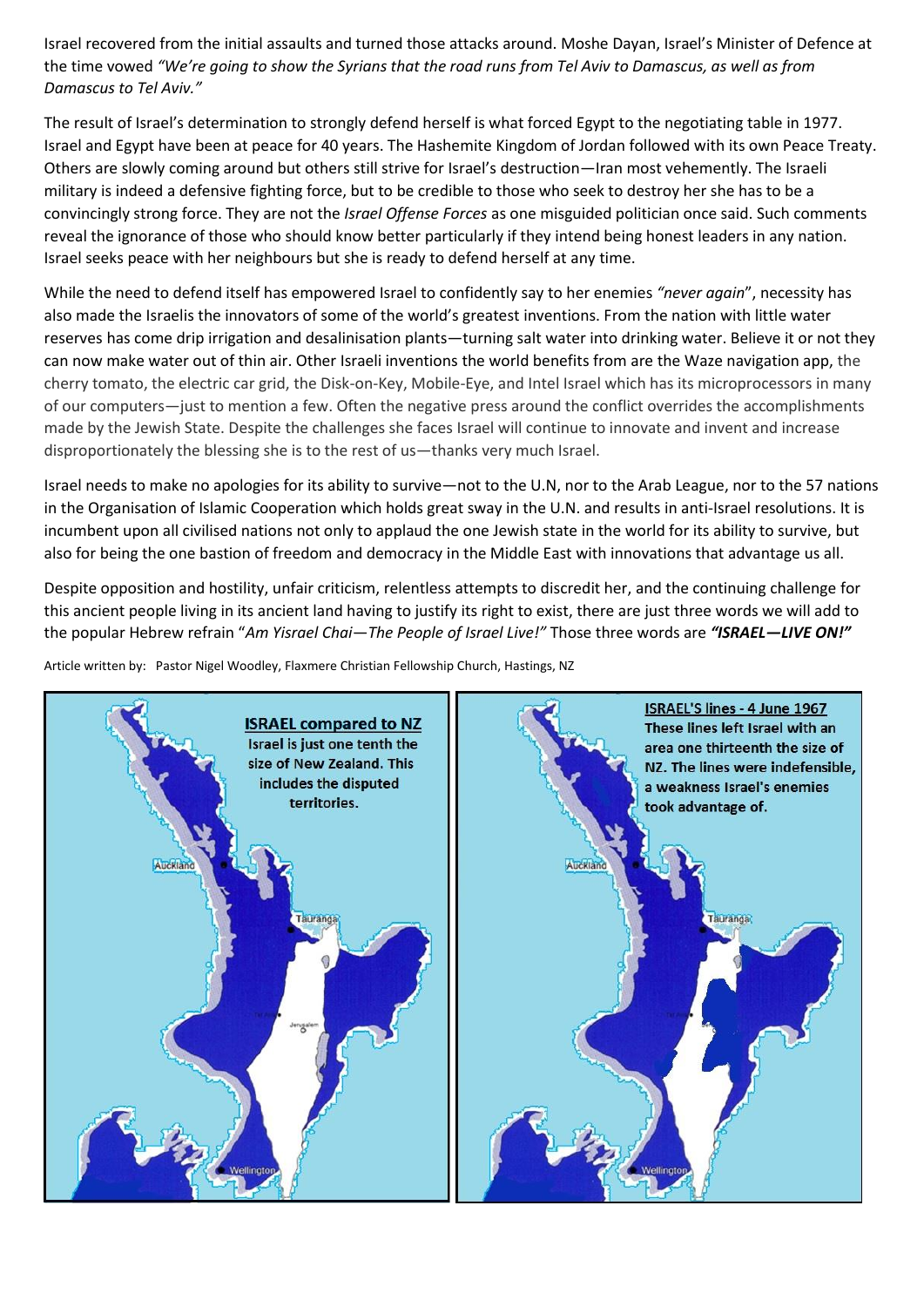Israel recovered from the initial assaults and turned those attacks around. Moshe Dayan, Israel's Minister of Defence at the time vowed *"We're going to show the Syrians that the road runs from Tel Aviv to Damascus, as well as from Damascus to Tel Aviv."*

The result of Israel's determination to strongly defend herself is what forced Egypt to the negotiating table in 1977. Israel and Egypt have been at peace for 40 years. The Hashemite Kingdom of Jordan followed with its own Peace Treaty. Others are slowly coming around but others still strive for Israel's destruction—Iran most vehemently. The Israeli military is indeed a defensive fighting force, but to be credible to those who seek to destroy her she has to be a convincingly strong force. They are not the *Israel Offense Forces* as one misguided politician once said. Such comments reveal the ignorance of those who should know better particularly if they intend being honest leaders in any nation. Israel seeks peace with her neighbours but she is ready to defend herself at any time.

While the need to defend itself has empowered Israel to confidently say to her enemies *"never again*", necessity has also made the Israelis the innovators of some of the world's greatest inventions. From the nation with little water reserves has come drip irrigation and desalinisation plants—turning salt water into drinking water. Believe it or not they can now make water out of thin air. Other Israeli inventions the world benefits from are the Waze navigation app, the cherry tomato, the electric car grid, the Disk-on-Key, Mobile-Eye, and Intel Israel which has its microprocessors in many of our computers—just to mention a few. Often the negative press around the conflict overrides the accomplishments made by the Jewish State. Despite the challenges she faces Israel will continue to innovate and invent and increase disproportionately the blessing she is to the rest of us—thanks very much Israel.

Israel needs to make no apologies for its ability to survive—not to the U.N, nor to the Arab League, nor to the 57 nations in the Organisation of Islamic Cooperation which holds great sway in the U.N. and results in anti-Israel resolutions. It is incumbent upon all civilised nations not only to applaud the one Jewish state in the world for its ability to survive, but also for being the one bastion of freedom and democracy in the Middle East with innovations that advantage us all.

Despite opposition and hostility, unfair criticism, relentless attempts to discredit her, and the continuing challenge for this ancient people living in its ancient land having to justify its right to exist, there are just three words we will add to the popular Hebrew refrain "*Am Yisrael Chai—The People of Israel Live!"* Those three words are ***"ISRAEL—LIVE ON!"***

Article written by: Pastor Nigel Woodley, Flaxmere Christian Fellowship Church, Hastings, NZ

**ISRAEL compared to NZ**
**Israel is just one tenth the size of New Zealand. This includes the disputed territories.**

Auckland
Tauranga
Tel Aviv
Jerusalem
Wellington

**ISRAEL'S lines - 4 June 1967**
**These lines left Israel with an area one thirteenth the size of NZ. The lines were indefensible, a weakness Israel's enemies took advantage of.**

Auckland
Tauranga
Tel Aviv
Wellington